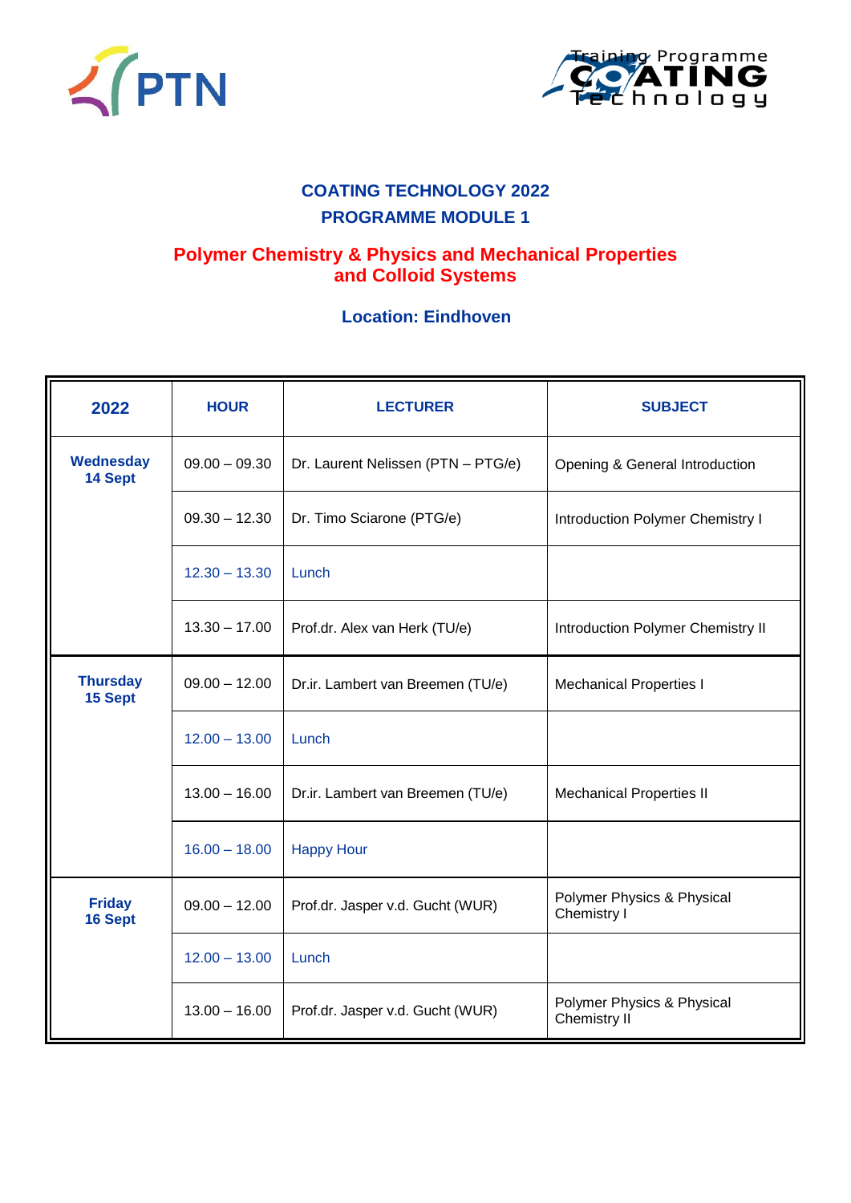# COATING TECHNOLOGY 2022

## PROGRAMME MODULE 1

## Polymer Chemistry & Physics and Mechanical Properties and Colloid Systems

### Location: Eindhoven

| 2022 | HOUR | LECTURER | SUBJECT |
|---|---|---|---|
| **Wednesday 14 Sept** | 09.00 – 09.30 | Dr. Laurent Nelissen (PTN – PTG/e) | Opening & General Introduction |
| | 09.30 – 12.30 | Dr. Timo Sciarone (PTG/e) | Introduction Polymer Chemistry I |
| | 12.30 – 13.30 | Lunch | |
| | 13.30 – 17.00 | Prof.dr. Alex van Herk (TU/e) | Introduction Polymer Chemistry II |
| **Thursday 15 Sept** | 09.00 – 12.00 | Dr.ir. Lambert van Breemen (TU/e) | Mechanical Properties I |
| | 12.00 – 13.00 | Lunch | |
| | 13.00 – 16.00 | Dr.ir. Lambert van Breemen (TU/e) | Mechanical Properties II |
| | 16.00 – 18.00 | Happy Hour | |
| **Friday 16 Sept** | 09.00 – 12.00 | Prof.dr. Jasper v.d. Gucht (WUR) | Polymer Physics & Physical Chemistry I |
| | 12.00 – 13.00 | Lunch | |
| | 13.00 – 16.00 | Prof.dr. Jasper v.d. Gucht (WUR) | Polymer Physics & Physical Chemistry II |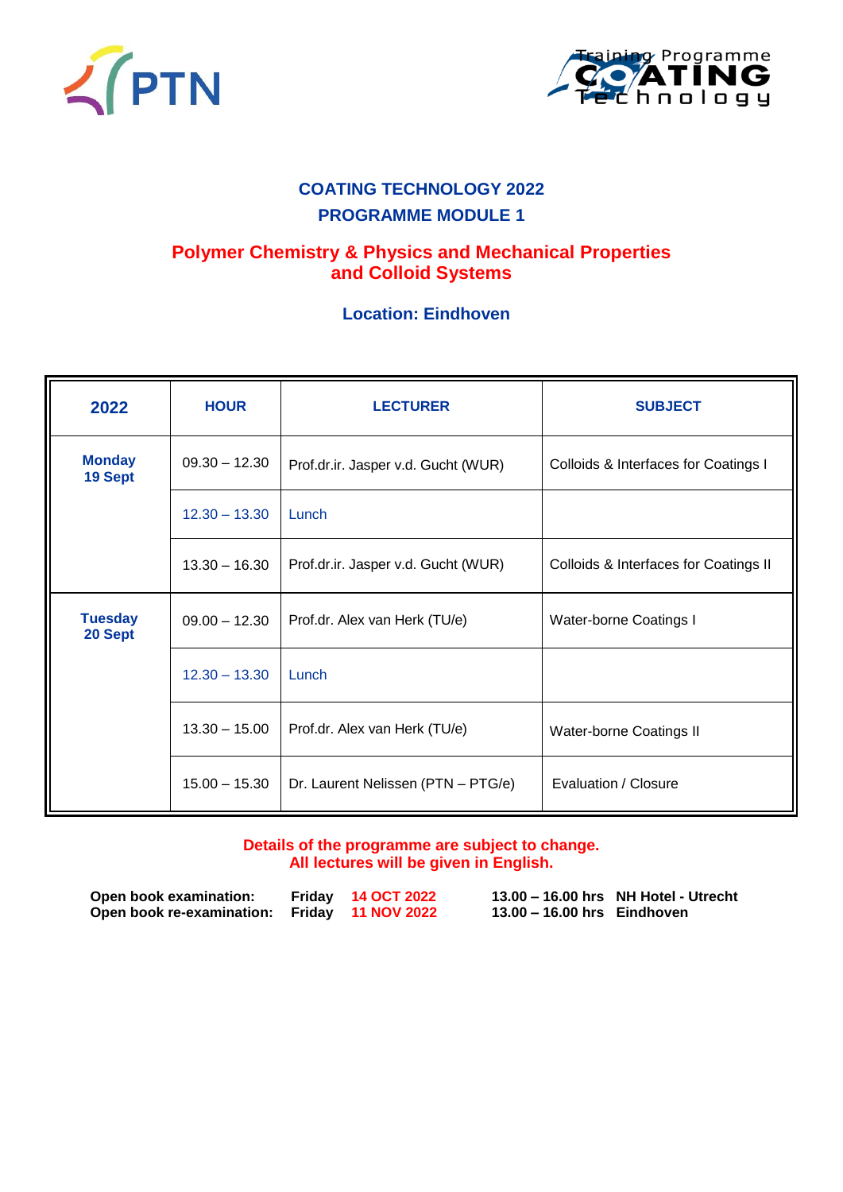# COATING TECHNOLOGY 2022

## PROGRAMME MODULE 1

## Polymer Chemistry & Physics and Mechanical Properties and Colloid Systems

### Location: Eindhoven

| 2022 | HOUR | LECTURER | SUBJECT |
|---|---|---|---|
| **Monday 19 Sept** | 09.30 – 12.30 | Prof.dr.ir. Jasper v.d. Gucht (WUR) | Colloids & Interfaces for Coatings I |
| | 12.30 – 13.30 | Lunch | |
| | 13.30 – 16.30 | Prof.dr.ir. Jasper v.d. Gucht (WUR) | Colloids & Interfaces for Coatings II |
| **Tuesday 20 Sept** | 09.00 – 12.30 | Prof.dr. Alex van Herk (TU/e) | Water-borne Coatings I |
| | 12.30 – 13.30 | Lunch | |
| | 13.30 – 15.00 | Prof.dr. Alex van Herk (TU/e) | Water-borne Coatings II |
| | 15.00 – 15.30 | Dr. Laurent Nelissen (PTN – PTG/e) | Evaluation / Closure |

**Details of the programme are subject to change.**
**All lectures will be given in English.**

| | | | | |
|---|---|---|---|---|
| **Open book examination:** | **Friday** | **14 OCT 2022** | **13.00 – 16.00 hrs** | **NH Hotel - Utrecht** |
| **Open book re-examination:** | **Friday** | **11 NOV 2022** | **13.00 – 16.00 hrs** | **Eindhoven** |